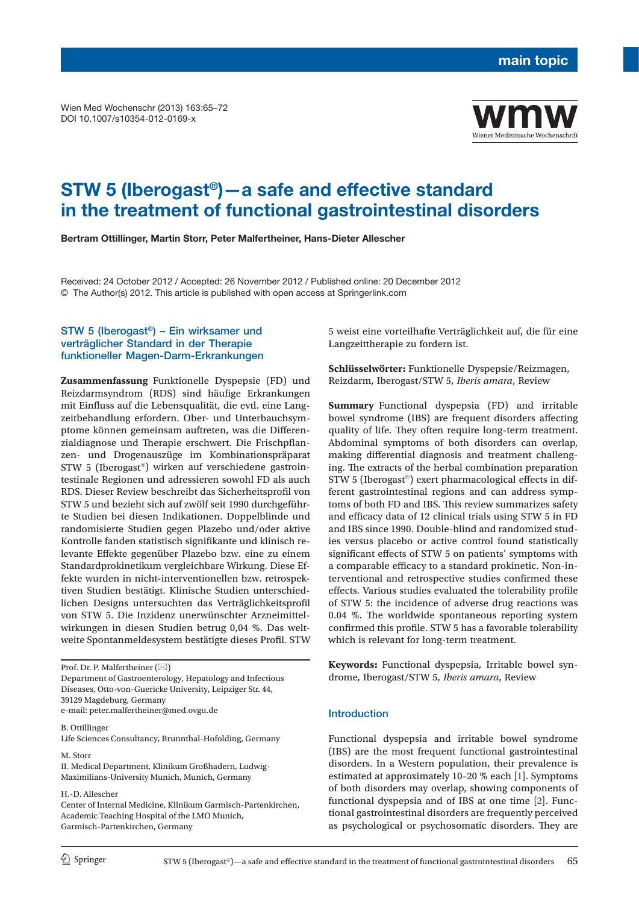main topic

Wien Med Wochenschr (2013) 163:65–72
DOI 10.1007/s10354-012-0169-x

# STW 5 (Iberogast®)—a safe and effective standard in the treatment of functional gastrointestinal disorders

**Bertram Ottillinger, Martin Storr, Peter Malfertheiner, Hans-Dieter Allescher**

Received: 24 October 2012 / Accepted: 26 November 2012 / Published online: 20 December 2012
© The Author(s) 2012. This article is published with open access at Springerlink.com

## STW 5 (Iberogast®) – Ein wirksamer und verträglicher Standard in der Therapie funktioneller Magen-Darm-Erkrankungen

**Zusammenfassung** Funktionelle Dyspepsie (FD) und Reizdarmsyndrom (RDS) sind häufige Erkrankungen mit Einfluss auf die Lebensqualität, die evtl. eine Langzeitbehandlung erfordern. Ober- und Unterbauchsymptome können gemeinsam auftreten, was die Differenzialdiagnose und Therapie erschwert. Die Frischpflanzen- und Drogenauszüge im Kombinationspräparat STW 5 (Iberogast®) wirken auf verschiedene gastrointestinale Regionen und adressieren sowohl FD als auch RDS. Dieser Review beschreibt das Sicherheitsprofil von STW 5 und bezieht sich auf zwölf seit 1990 durchgeführte Studien bei diesen Indikationen. Doppelblinde und randomisierte Studien gegen Plazebo und/oder aktive Kontrolle fanden statistisch signifikante und klinisch relevante Effekte gegenüber Plazebo bzw. eine zu einem Standardprokinetikum vergleichbare Wirkung. Diese Effekte wurden in nicht-interventionellen bzw. retrospektiven Studien bestätigt. Klinische Studien unterschiedlichen Designs untersuchten das Verträglichkeitsprofil von STW 5. Die Inzidenz unerwünschter Arzneimittelwirkungen in diesen Studien betrug 0,04 %. Das weltweite Spontanmeldesystem bestätigte dieses Profil. STW 5 weist eine vorteilhafte Verträglichkeit auf, die für eine Langzeittherapie zu fordern ist.

**Schlüsselwörter:** Funktionelle Dyspepsie/Reizmagen, Reizdarm, Iberogast/STW 5, *Iberis amara*, Review

**Summary** Functional dyspepsia (FD) and irritable bowel syndrome (IBS) are frequent disorders affecting quality of life. They often require long-term treatment. Abdominal symptoms of both disorders can overlap, making differential diagnosis and treatment challenging. The extracts of the herbal combination preparation STW 5 (Iberogast®) exert pharmacological effects in different gastrointestinal regions and can address symptoms of both FD and IBS. This review summarizes safety and efficacy data of 12 clinical trials using STW 5 in FD and IBS since 1990. Double-blind and randomized studies versus placebo or active control found statistically significant effects of STW 5 on patients' symptoms with a comparable efficacy to a standard prokinetic. Non-interventional and retrospective studies confirmed these effects. Various studies evaluated the tolerability profile of STW 5: the incidence of adverse drug reactions was 0.04 %. The worldwide spontaneous reporting system confirmed this profile. STW 5 has a favorable tolerability which is relevant for long-term treatment.

**Keywords:** Functional dyspepsia, Irritable bowel syndrome, Iberogast/STW 5, *Iberis amara*, Review

Prof. Dr. P. Malfertheiner (✉)
Department of Gastroenterology, Hepatology and Infectious Diseases, Otto-von-Guericke University, Leipziger Str. 44, 39129 Magdeburg, Germany
e-mail: peter.malfertheiner@med.ovgu.de

B. Ottillinger
Life Sciences Consultancy, Brunnthal-Hofolding, Germany

M. Storr
II. Medical Department, Klinikum Großhadern, Ludwig-Maximilians-University Munich, Munich, Germany

H.-D. Allescher
Center of Internal Medicine, Klinikum Garmisch-Partenkirchen, Academic Teaching Hospital of the LMO Munich, Garmisch-Partenkirchen, Germany

## Introduction

Functional dyspepsia and irritable bowel syndrome (IBS) are the most frequent functional gastrointestinal disorders. In a Western population, their prevalence is estimated at approximately 10–20 % each [1]. Symptoms of both disorders may overlap, showing components of functional dyspepsia and of IBS at one time [2]. Functional gastrointestinal disorders are frequently perceived as psychological or psychosomatic disorders. They are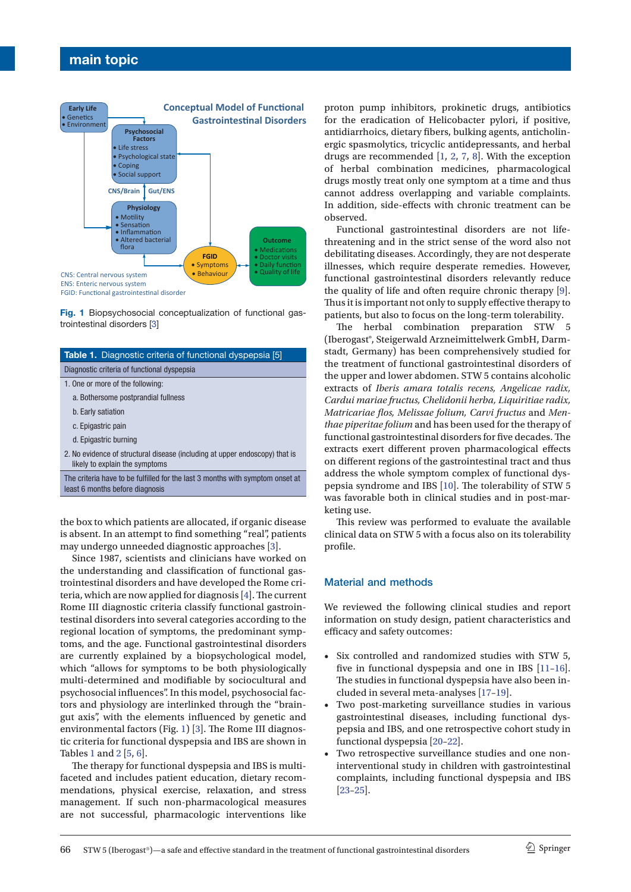Conceptual Model of Functional Gastrointestinal Disorders

Early Life
- Genetics
- Environment

Psychosocial Factors
- Life stress
- Psychological state
- Coping
- Social support

CNS/Brain | Gut/ENS

Physiology
- Motility
- Sensation
- Inflammation
- Altered bacterial flora

FGID
- Symptoms
- Behaviour

Outcome
- Medications
- Doctor visits
- Daily function
- Quality of life

CNS: Central nervous system
ENS: Enteric nervous system
FGID: Functional gastrointestinal disorder

**Fig. 1** Biopsychosocial conceptualization of functional gastrointestinal disorders [3]

**Table 1.** Diagnostic criteria of functional dyspepsia [5]

| Diagnostic criteria of functional dyspepsia |
|---|
| 1. One or more of the following: |
| a. Bothersome postprandial fullness |
| b. Early satiation |
| c. Epigastric pain |
| d. Epigastric burning |
| 2. No evidence of structural disease (including at upper endoscopy) that is likely to explain the symptoms |
| The criteria have to be fulfilled for the last 3 months with symptom onset at least 6 months before diagnosis |

the box to which patients are allocated, if organic disease is absent. In an attempt to find something "real", patients may undergo unneeded diagnostic approaches [3].

Since 1987, scientists and clinicians have worked on the understanding and classification of functional gastrointestinal disorders and have developed the Rome criteria, which are now applied for diagnosis [4]. The current Rome III diagnostic criteria classify functional gastrointestinal disorders into several categories according to the regional location of symptoms, the predominant symptoms, and the age. Functional gastrointestinal disorders are currently explained by a biopsychological model, which "allows for symptoms to be both physiologically multi-determined and modifiable by sociocultural and psychosocial influences". In this model, psychosocial factors and physiology are interlinked through the "brain-gut axis", with the elements influenced by genetic and environmental factors (Fig. 1) [3]. The Rome III diagnostic criteria for functional dyspepsia and IBS are shown in Tables 1 and 2 [5, 6].

The therapy for functional dyspepsia and IBS is multifaceted and includes patient education, dietary recommendations, physical exercise, relaxation, and stress management. If such non-pharmacological measures are not successful, pharmacologic interventions like proton pump inhibitors, prokinetic drugs, antibiotics for the eradication of Helicobacter pylori, if positive, antidiarrhoics, dietary fibers, bulking agents, anticholinergic spasmolytics, tricyclic antidepressants, and herbal drugs are recommended [1, 2, 7, 8]. With the exception of herbal combination medicines, pharmacological drugs mostly treat only one symptom at a time and thus cannot address overlapping and variable complaints. In addition, side-effects with chronic treatment can be observed.

Functional gastrointestinal disorders are not life-threatening and in the strict sense of the word also not debilitating diseases. Accordingly, they are not desperate illnesses, which require desperate remedies. However, functional gastrointestinal disorders relevantly reduce the quality of life and often require chronic therapy [9]. Thus it is important not only to supply effective therapy to patients, but also to focus on the long-term tolerability.

The herbal combination preparation STW 5 (Iberogast®, Steigerwald Arzneimittelwerk GmbH, Darmstadt, Germany) has been comprehensively studied for the treatment of functional gastrointestinal disorders of the upper and lower abdomen. STW 5 contains alcoholic extracts of *Iberis amara totalis recens, Angelicae radix, Cardui mariae fructus, Chelidonii herba, Liquiritiae radix, Matricariae flos, Melissae folium, Carvi fructus* and *Menthae piperitae folium* and has been used for the therapy of functional gastrointestinal disorders for five decades. The extracts exert different proven pharmacological effects on different regions of the gastrointestinal tract and thus address the whole symptom complex of functional dyspepsia syndrome and IBS [10]. The tolerability of STW 5 was favorable both in clinical studies and in post-marketing use.

This review was performed to evaluate the available clinical data on STW 5 with a focus also on its tolerability profile.

## Material and methods

We reviewed the following clinical studies and report information on study design, patient characteristics and efficacy and safety outcomes:

- Six controlled and randomized studies with STW 5, five in functional dyspepsia and one in IBS [11–16]. The studies in functional dyspepsia have also been included in several meta-analyses [17–19].
- Two post-marketing surveillance studies in various gastrointestinal diseases, including functional dyspepsia and IBS, and one retrospective cohort study in functional dyspepsia [20–22].
- Two retrospective surveillance studies and one non-interventional study in children with gastrointestinal complaints, including functional dyspepsia and IBS [23–25].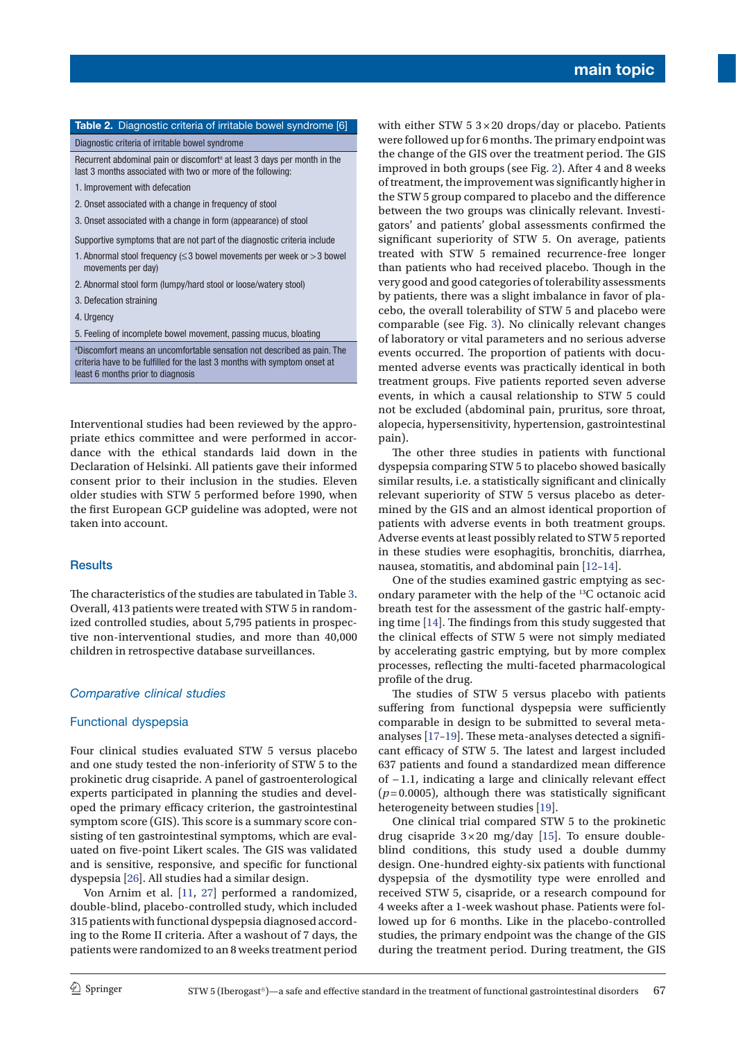**Table 2.** Diagnostic criteria of irritable bowel syndrome [6]

| Diagnostic criteria of irritable bowel syndrome |
|---|
| Recurrent abdominal pain or discomfort[a] at least 3 days per month in the last 3 months associated with two or more of the following: |
| 1. Improvement with defecation |
| 2. Onset associated with a change in frequency of stool |
| 3. Onset associated with a change in form (appearance) of stool |
| Supportive symptoms that are not part of the diagnostic criteria include |
| 1. Abnormal stool frequency (≤3 bowel movements per week or >3 bowel movements per day) |
| 2. Abnormal stool form (lumpy/hard stool or loose/watery stool) |
| 3. Defecation straining |
| 4. Urgency |
| 5. Feeling of incomplete bowel movement, passing mucus, bloating |
| [a]Discomfort means an uncomfortable sensation not described as pain. The criteria have to be fulfilled for the last 3 months with symptom onset at least 6 months prior to diagnosis |

Interventional studies had been reviewed by the appropriate ethics committee and were performed in accordance with the ethical standards laid down in the Declaration of Helsinki. All patients gave their informed consent prior to their inclusion in the studies. Eleven older studies with STW 5 performed before 1990, when the first European GCP guideline was adopted, were not taken into account.

## Results

The characteristics of the studies are tabulated in Table 3. Overall, 413 patients were treated with STW 5 in randomized controlled studies, about 5,795 patients in prospective non-interventional studies, and more than 40,000 children in retrospective database surveillances.

### *Comparative clinical studies*

### Functional dyspepsia

Four clinical studies evaluated STW 5 versus placebo and one study tested the non-inferiority of STW 5 to the prokinetic drug cisapride. A panel of gastroenterological experts participated in planning the studies and developed the primary efficacy criterion, the gastrointestinal symptom score (GIS). This score is a summary score consisting of ten gastrointestinal symptoms, which are evaluated on five-point Likert scales. The GIS was validated and is sensitive, responsive, and specific for functional dyspepsia [26]. All studies had a similar design.

Von Arnim et al. [11, 27] performed a randomized, double-blind, placebo-controlled study, which included 315 patients with functional dyspepsia diagnosed according to the Rome II criteria. After a washout of 7 days, the patients were randomized to an 8 weeks treatment period with either STW 5 3×20 drops/day or placebo. Patients were followed up for 6 months. The primary endpoint was the change of the GIS over the treatment period. The GIS improved in both groups (see Fig. 2). After 4 and 8 weeks of treatment, the improvement was significantly higher in the STW 5 group compared to placebo and the difference between the two groups was clinically relevant. Investigators' and patients' global assessments confirmed the significant superiority of STW 5. On average, patients treated with STW 5 remained recurrence-free longer than patients who had received placebo. Though in the very good and good categories of tolerability assessments by patients, there was a slight imbalance in favor of placebo, the overall tolerability of STW 5 and placebo were comparable (see Fig. 3). No clinically relevant changes of laboratory or vital parameters and no serious adverse events occurred. The proportion of patients with documented adverse events was practically identical in both treatment groups. Five patients reported seven adverse events, in which a causal relationship to STW 5 could not be excluded (abdominal pain, pruritus, sore throat, alopecia, hypersensitivity, hypertension, gastrointestinal pain).

The other three studies in patients with functional dyspepsia comparing STW 5 to placebo showed basically similar results, i.e. a statistically significant and clinically relevant superiority of STW 5 versus placebo as determined by the GIS and an almost identical proportion of patients with adverse events in both treatment groups. Adverse events at least possibly related to STW 5 reported in these studies were esophagitis, bronchitis, diarrhea, nausea, stomatitis, and abdominal pain [12–14].

One of the studies examined gastric emptying as secondary parameter with the help of the $^{13}C$ octanoic acid breath test for the assessment of the gastric half-emptying time [14]. The findings from this study suggested that the clinical effects of STW 5 were not simply mediated by accelerating gastric emptying, but by more complex processes, reflecting the multi-faceted pharmacological profile of the drug.

The studies of STW 5 versus placebo with patients suffering from functional dyspepsia were sufficiently comparable in design to be submitted to several meta-analyses [17–19]. These meta-analyses detected a significant efficacy of STW 5. The latest and largest included 637 patients and found a standardized mean difference of −1.1, indicating a large and clinically relevant effect ($p=0.0005$), although there was statistically significant heterogeneity between studies [19].

One clinical trial compared STW 5 to the prokinetic drug cisapride 3×20 mg/day [15]. To ensure double-blind conditions, this study used a double dummy design. One-hundred eighty-six patients with functional dyspepsia of the dysmotility type were enrolled and received STW 5, cisapride, or a research compound for 4 weeks after a 1-week washout phase. Patients were followed up for 6 months. Like in the placebo-controlled studies, the primary endpoint was the change of the GIS during the treatment period. During treatment, the GIS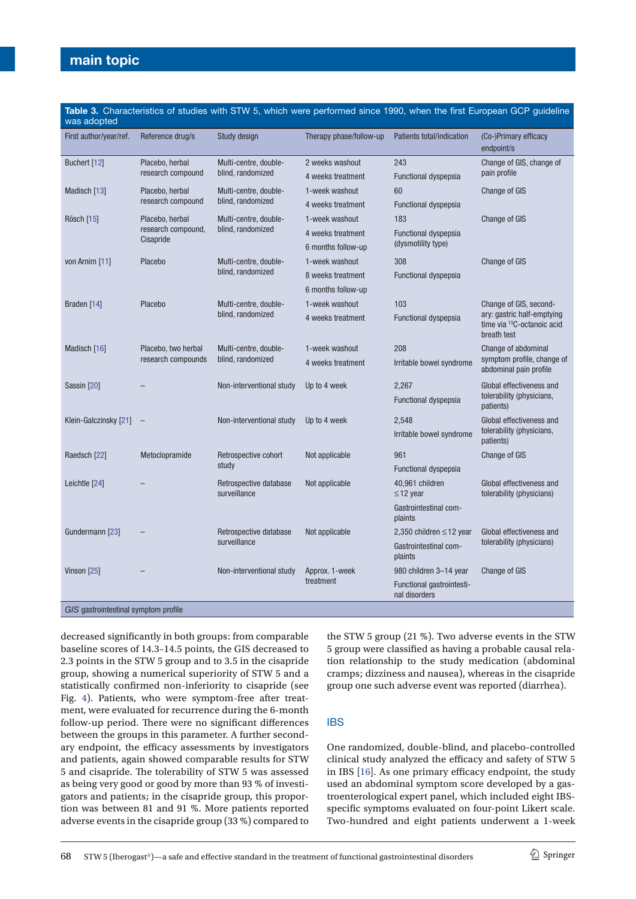**Table 3.** Characteristics of studies with STW 5, which were performed since 1990, when the first European GCP guideline was adopted

| First author/year/ref. | Reference drug/s | Study design | Therapy phase/follow-up | Patients total/indication | (Co-)Primary efficacy endpoint/s |
|---|---|---|---|---|---|
| Buchert [12] | Placebo, herbal research compound | Multi-centre, double-blind, randomized | 2 weeks washout<br>4 weeks treatment | 243<br>Functional dyspepsia | Change of GIS, change of pain profile |
| Madisch [13] | Placebo, herbal research compound | Multi-centre, double-blind, randomized | 1-week washout<br>4 weeks treatment | 60<br>Functional dyspepsia | Change of GIS |
| Rösch [15] | Placebo, herbal research compound, Cisapride | Multi-centre, double-blind, randomized | 1-week washout<br>4 weeks treatment<br>6 months follow-up | 183<br>Functional dyspepsia (dysmotility type) | Change of GIS |
| von Arnim [11] | Placebo | Multi-centre, double-blind, randomized | 1-week washout<br>8 weeks treatment<br>6 months follow-up | 308<br>Functional dyspepsia | Change of GIS |
| Braden [14] | Placebo | Multi-centre, double-blind, randomized | 1-week washout<br>4 weeks treatment | 103<br>Functional dyspepsia | Change of GIS, secondary: gastric half-emptying time via $^{13}$C-octanoic acid breath test |
| Madisch [16] | Placebo, two herbal research compounds | Multi-centre, double-blind, randomized | 1-week washout<br>4 weeks treatment | 208<br>Irritable bowel syndrome | Change of abdominal symptom profile, change of abdominal pain profile |
| Sassin [20] | – | Non-interventional study | Up to 4 week | 2,267<br>Functional dyspepsia | Global effectiveness and tolerability (physicians, patients) |
| Klein-Galczinsky [21] | – | Non-interventional study | Up to 4 week | 2,548<br>Irritable bowel syndrome | Global effectiveness and tolerability (physicians, patients) |
| Raedsch [22] | Metoclopramide | Retrospective cohort study | Not applicable | 961<br>Functional dyspepsia | Change of GIS |
| Leichtle [24] | – | Retrospective database surveillance | Not applicable | 40,961 children ≤12 year<br>Gastrointestinal complaints | Global effectiveness and tolerability (physicians) |
| Gundermann [23] | – | Retrospective database surveillance | Not applicable | 2,350 children ≤12 year<br>Gastrointestinal complaints | Global effectiveness and tolerability (physicians) |
| Vinson [25] | – | Non-interventional study | Approx. 1-week treatment | 980 children 3–14 year<br>Functional gastrointestinal disorders | Change of GIS |

*GIS* gastrointestinal symptom profile

decreased significantly in both groups: from comparable baseline scores of 14.3–14.5 points, the GIS decreased to 2.3 points in the STW 5 group and to 3.5 in the cisapride group, showing a numerical superiority of STW 5 and a statistically confirmed non-inferiority to cisapride (see Fig. 4). Patients, who were symptom-free after treatment, were evaluated for recurrence during the 6-month follow-up period. There were no significant differences between the groups in this parameter. A further secondary endpoint, the efficacy assessments by investigators and patients, again showed comparable results for STW 5 and cisapride. The tolerability of STW 5 was assessed as being very good or good by more than 93 % of investigators and patients; in the cisapride group, this proportion was between 81 and 91 %. More patients reported adverse events in the cisapride group (33 %) compared to the STW 5 group (21 %). Two adverse events in the STW 5 group were classified as having a probable causal relation relationship to the study medication (abdominal cramps; dizziness and nausea), whereas in the cisapride group one such adverse event was reported (diarrhea).

## IBS

One randomized, double-blind, and placebo-controlled clinical study analyzed the efficacy and safety of STW 5 in IBS [16]. As one primary efficacy endpoint, the study used an abdominal symptom score developed by a gastroenterological expert panel, which included eight IBS-specific symptoms evaluated on four-point Likert scale. Two-hundred and eight patients underwent a 1-week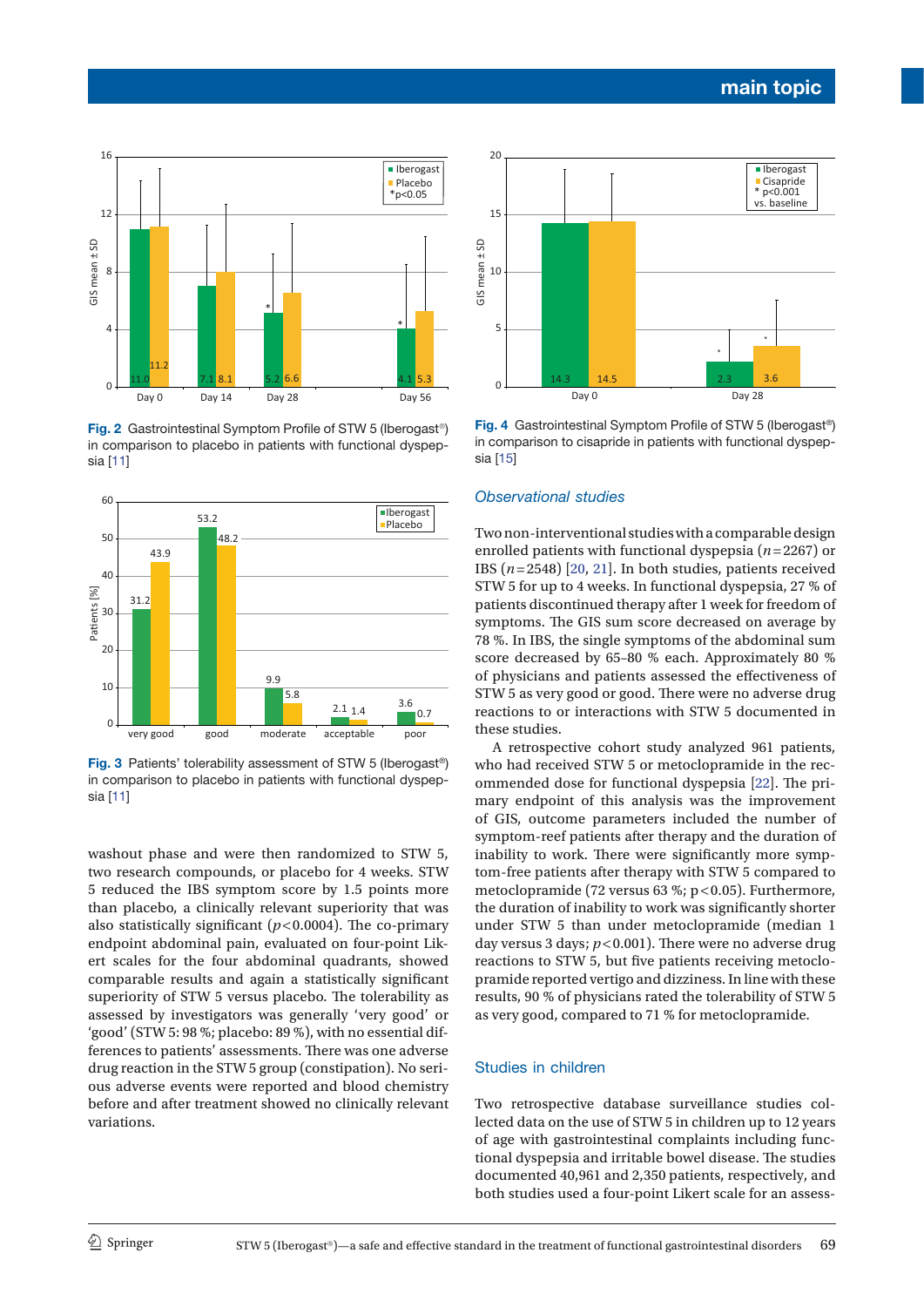Fig. 2 Gastrointestinal Symptom Profile of STW 5 (Iberogast®) in comparison to placebo in patients with functional dyspepsia [11]

Fig. 3 Patients' tolerability assessment of STW 5 (Iberogast®) in comparison to placebo in patients with functional dyspepsia [11]

washout phase and were then randomized to STW 5, two research compounds, or placebo for 4 weeks. STW 5 reduced the IBS symptom score by 1.5 points more than placebo, a clinically relevant superiority that was also statistically significant ($p<0.0004$). The co-primary endpoint abdominal pain, evaluated on four-point Likert scales for the four abdominal quadrants, showed comparable results and again a statistically significant superiority of STW 5 versus placebo. The tolerability as assessed by investigators was generally 'very good' or 'good' (STW 5: 98 %; placebo: 89 %), with no essential differences to patients' assessments. There was one adverse drug reaction in the STW 5 group (constipation). No serious adverse events were reported and blood chemistry before and after treatment showed no clinically relevant variations.

Fig. 4 Gastrointestinal Symptom Profile of STW 5 (Iberogast®) in comparison to cisapride in patients with functional dyspepsia [15]

### *Observational studies*

Two non-interventional studies with a comparable design enrolled patients with functional dyspepsia ($n=2267$) or IBS ($n=2548$) [20, 21]. In both studies, patients received STW 5 for up to 4 weeks. In functional dyspepsia, 27 % of patients discontinued therapy after 1 week for freedom of symptoms. The GIS sum score decreased on average by 78 %. In IBS, the single symptoms of the abdominal sum score decreased by 65–80 % each. Approximately 80 % of physicians and patients assessed the effectiveness of STW 5 as very good or good. There were no adverse drug reactions or interactions with STW 5 documented in these studies.

A retrospective cohort study analyzed 961 patients, who had received STW 5 or metoclopramide in the recommended dose for functional dyspepsia [22]. The primary endpoint of this analysis was the improvement of GIS, outcome parameters included the number of symptom-reef patients after therapy and the duration of inability to work. There were significantly more symptom-free patients after therapy with STW 5 compared to metoclopramide (72 versus 63 %; $p<0.05$). Furthermore, the duration of inability to work was significantly shorter under STW 5 than under metoclopramide (median 1 day versus 3 days; $p<0.001$). There were no adverse drug reactions to STW 5, but five patients receiving metoclopramide reported vertigo and dizziness. In line with these results, 90 % of physicians rated the tolerability of STW 5 as very good, compared to 71 % for metoclopramide.

### Studies in children

Two retrospective database surveillance studies collected data on the use of STW 5 in children up to 12 years of age with gastrointestinal complaints including functional dyspepsia and irritable bowel disease. The studies documented 40,961 and 2,350 patients, respectively, and both studies used a four-point Likert scale for an assess-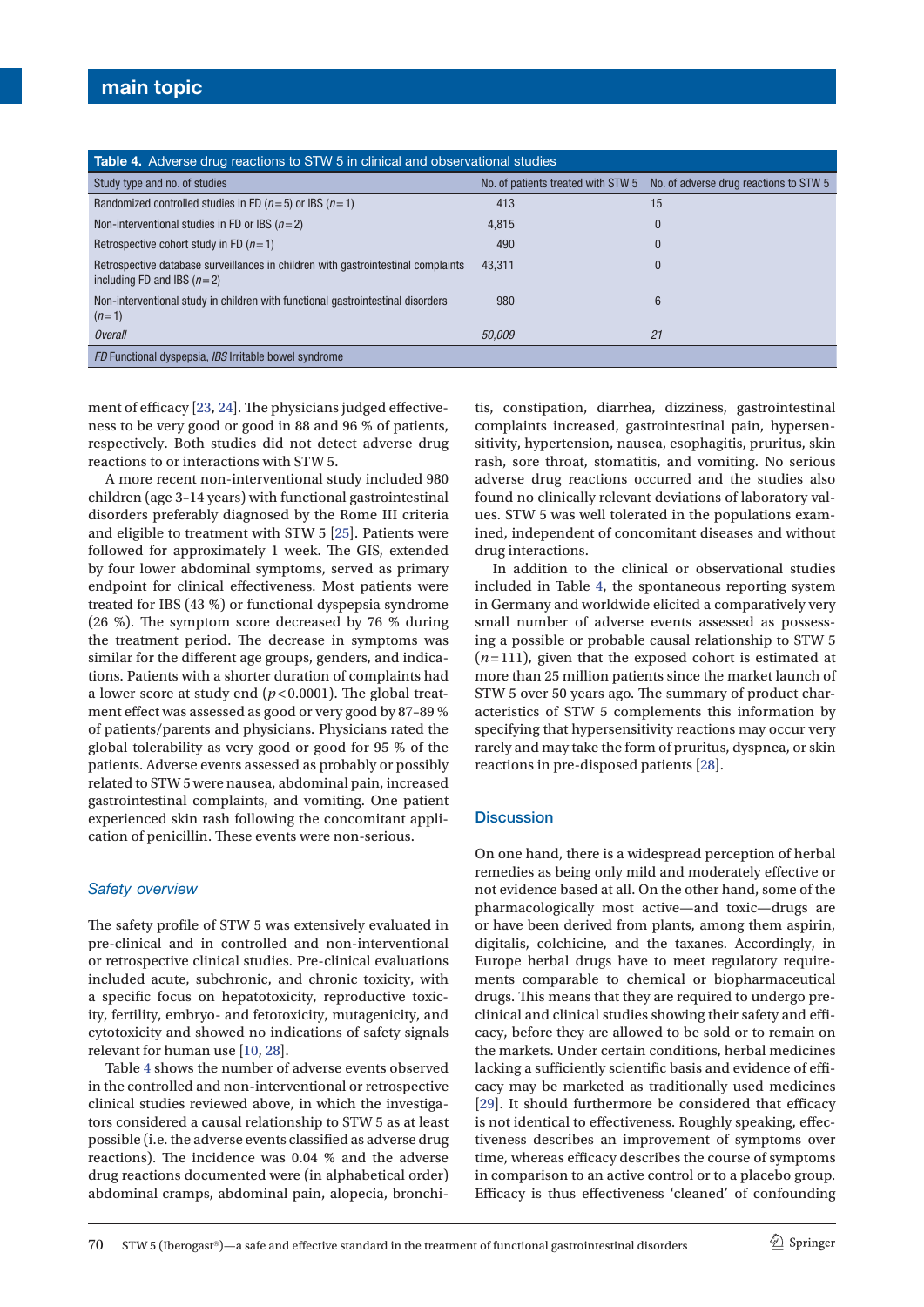**Table 4.** Adverse drug reactions to STW 5 in clinical and observational studies

| Study type and no. of studies | No. of patients treated with STW 5 | No. of adverse drug reactions to STW 5 |
|---|---|---|
| Randomized controlled studies in FD ($n=5$) or IBS ($n=1$) | 413 | 15 |
| Non-interventional studies in FD or IBS ($n=2$) | 4,815 | 0 |
| Retrospective cohort study in FD ($n=1$) | 490 | 0 |
| Retrospective database surveillances in children with gastrointestinal complaints including FD and IBS ($n=2$) | 43,311 | 0 |
| Non-interventional study in children with functional gastrointestinal disorders ($n=1$) | 980 | 6 |
| *Overall* | *50,009* | *21* |

*FD* Functional dyspepsia, *IBS* Irritable bowel syndrome

ment of efficacy [23, 24]. The physicians judged effectiveness to be very good or good in 88 and 96 % of patients, respectively. Both studies did not detect adverse drug reactions to or interactions with STW 5.

A more recent non-interventional study included 980 children (age 3–14 years) with functional gastrointestinal disorders preferably diagnosed by the Rome III criteria and eligible to treatment with STW 5 [25]. Patients were followed for approximately 1 week. The GIS, extended by four lower abdominal symptoms, served as primary endpoint for clinical effectiveness. Most patients were treated for IBS (43 %) or functional dyspepsia syndrome (26 %). The symptom score decreased by 76 % during the treatment period. The decrease in symptoms was similar for the different age groups, genders, and indications. Patients with a shorter duration of complaints had a lower score at study end ($p<0.0001$). The global treatment effect was assessed as good or very good by 87–89 % of patients/parents and physicians. Physicians rated the global tolerability as very good or good for 95 % of the patients. Adverse events assessed as probably or possibly related to STW 5 were nausea, abdominal pain, increased gastrointestinal complaints, and vomiting. One patient experienced skin rash following the concomitant application of penicillin. These events were non-serious.

### *Safety overview*

The safety profile of STW 5 was extensively evaluated in pre-clinical and in controlled and non-interventional or retrospective clinical studies. Pre-clinical evaluations included acute, subchronic, and chronic toxicity, with a specific focus on hepatotoxicity, reproductive toxicity, fertility, embryo- and fetotoxicity, mutagenicity, and cytotoxicity and showed no indications of safety signals relevant for human use [10, 28].

Table 4 shows the number of adverse events observed in the controlled and non-interventional or retrospective clinical studies reviewed above, in which the investigators considered a causal relationship to STW 5 as at least possible (i.e. the adverse events classified as adverse drug reactions). The incidence was 0.04 % and the adverse drug reactions documented were (in alphabetical order) abdominal cramps, abdominal pain, alopecia, bronchitis, constipation, diarrhea, dizziness, gastrointestinal complaints increased, gastrointestinal pain, hypersensitivity, hypertension, nausea, esophagitis, pruritus, skin rash, sore throat, stomatitis, and vomiting. No serious adverse drug reactions occurred and the studies also found no clinically relevant deviations of laboratory values. STW 5 was well tolerated in the populations examined, independent of concomitant diseases and without drug interactions.

In addition to the clinical or observational studies included in Table 4, the spontaneous reporting system in Germany and worldwide elicited a comparatively very small number of adverse events assessed as possessing a possible or probable causal relationship to STW 5 ($n=111$), given that the exposed cohort is estimated at more than 25 million patients since the market launch of STW 5 over 50 years ago. The summary of product characteristics of STW 5 complements this information by specifying that hypersensitivity reactions may occur very rarely and may take the form of pruritus, dyspnea, or skin reactions in pre-disposed patients [28].

## Discussion

On one hand, there is a widespread perception of herbal remedies as being only mild and moderately effective or not evidence based at all. On the other hand, some of the pharmacologically most active—and toxic—drugs are or have been derived from plants, among them aspirin, digitalis, colchicine, and the taxanes. Accordingly, in Europe herbal drugs have to meet regulatory requirements comparable to chemical or biopharmaceutical drugs. This means that they are required to undergo pre-clinical and clinical studies showing their safety and efficacy, before they are allowed to be sold or to remain on the markets. Under certain conditions, herbal medicines lacking a sufficiently scientific basis and evidence of efficacy may be marketed as traditionally used medicines [29]. It should furthermore be considered that efficacy is not identical to effectiveness. Roughly speaking, effectiveness describes an improvement of symptoms over time, whereas efficacy describes the course of symptoms in comparison to an active control or to a placebo group. Efficacy is thus effectiveness 'cleaned' of confounding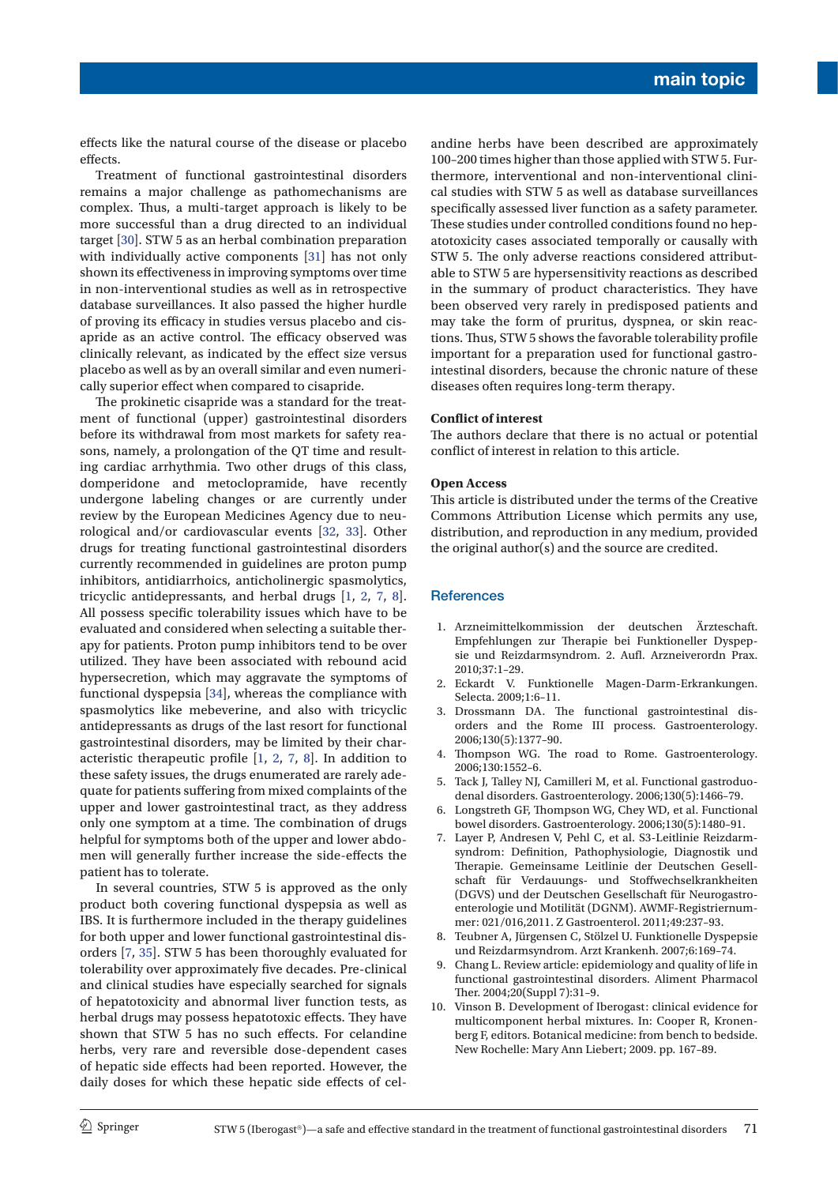effects like the natural course of the disease or placebo effects.

Treatment of functional gastrointestinal disorders remains a major challenge as pathomechanisms are complex. Thus, a multi-target approach is likely to be more successful than a drug directed to an individual target [30]. STW 5 as an herbal combination preparation with individually active components [31] has not only shown its effectiveness in improving symptoms over time in non-interventional studies as well as in retrospective database surveillances. It also passed the higher hurdle of proving its efficacy in studies versus placebo and cisapride as an active control. The efficacy observed was clinically relevant, as indicated by the effect size versus placebo as well as by an overall similar and even numerically superior effect when compared to cisapride.

The prokinetic cisapride was a standard for the treatment of functional (upper) gastrointestinal disorders before its withdrawal from most markets for safety reasons, namely, a prolongation of the QT time and resulting cardiac arrhythmia. Two other drugs of this class, domperidone and metoclopramide, have recently undergone labeling changes or are currently under review by the European Medicines Agency due to neurological and/or cardiovascular events [32, 33]. Other drugs for treating functional gastrointestinal disorders currently recommended in guidelines are proton pump inhibitors, antidiarrhoics, anticholinergic spasmolytics, tricyclic antidepressants, and herbal drugs [1, 2, 7, 8]. All possess specific tolerability issues which have to be evaluated and considered when selecting a suitable therapy for patients. Proton pump inhibitors tend to be over utilized. They have been associated with rebound acid hypersecretion, which may aggravate the symptoms of functional dyspepsia [34], whereas the compliance with spasmolytics like mebeverine, and also with tricyclic antidepressants as drugs of the last resort for functional gastrointestinal disorders, may be limited by their characteristic therapeutic profile [1, 2, 7, 8]. In addition to these safety issues, the drugs enumerated are rarely adequate for patients suffering from mixed complaints of the upper and lower gastrointestinal tract, as they address only one symptom at a time. The combination of drugs helpful for symptoms both of the upper and lower abdomen will generally further increase the side-effects the patient has to tolerate.

In several countries, STW 5 is approved as the only product both covering functional dyspepsia as well as IBS. It is furthermore included in the therapy guidelines for both upper and lower functional gastrointestinal disorders [7, 35]. STW 5 has thoroughly evaluated for tolerability over approximately five decades. Pre-clinical and clinical studies have especially searched for signals of hepatotoxicity and abnormal liver function tests, as herbal drugs may possess hepatotoxic effects. They have shown that STW 5 has no such effects. For celandine herbs, very rare and reversible dose-dependent cases of hepatic side effects had been reported. However, the daily doses for which these hepatic side effects of celandine herbs have been described are approximately 100–200 times higher than those applied with STW 5. Furthermore, interventional and non-interventional clinical studies with STW 5 as well as database surveillances specifically assessed liver function as a safety parameter. These studies under controlled conditions found no hepatotoxicity cases associated temporally or causally with STW 5. The only adverse reactions considered attributable to STW 5 are hypersensitivity reactions as described in the summary of product characteristics. They have been observed very rarely in predisposed patients and may take the form of pruritus, dyspnea, or skin reactions. Thus, STW 5 shows the favorable tolerability profile important for a preparation used for functional gastrointestinal disorders, because the chronic nature of these diseases often requires long-term therapy.

**Conflict of interest**

The authors declare that there is no actual or potential conflict of interest in relation to this article.

**Open Access**

This article is distributed under the terms of the Creative Commons Attribution License which permits any use, distribution, and reproduction in any medium, provided the original author(s) and the source are credited.

## References

1. Arzneimittelkommission der deutschen Ärzteschaft. Empfehlungen zur Therapie bei Funktioneller Dyspepsie und Reizdarmsyndrom. 2. Aufl. Arzneiverordn Prax. 2010;37:1–29.
2. Eckardt V. Funktionelle Magen-Darm-Erkrankungen. Selecta. 2009;1:6–11.
3. Drossmann DA. The functional gastrointestinal disorders and the Rome III process. Gastroenterology. 2006;130(5):1377–90.
4. Thompson WG. The road to Rome. Gastroenterology. 2006;130:1552–6.
5. Tack J, Talley NJ, Camilleri M, et al. Functional gastroduodenal disorders. Gastroenterology. 2006;130(5):1466–79.
6. Longstreth GF, Thompson WG, Chey WD, et al. Functional bowel disorders. Gastroenterology. 2006;130(5):1480–91.
7. Layer P, Andresen V, Pehl C, et al. S3-Leitlinie Reizdarmsyndrom: Definition, Pathophysiologie, Diagnostik und Therapie. Gemeinsame Leitlinie der Deutschen Gesellschaft für Verdauungs- und Stoffwechselkrankheiten (DGVS) und der Deutschen Gesellschaft für Neurogastroenterologie und Motilität (DGNM). AWMF-Registriernummer: 021/016,2011. Z Gastroenterol. 2011;49:237–93.
8. Teubner A, Jürgensen C, Stölzel U. Funktionelle Dyspepsie und Reizdarmsyndrom. Arzt Krankenh. 2007;6:169–74.
9. Chang L. Review article: epidemiology and quality of life in functional gastrointestinal disorders. Aliment Pharmacol Ther. 2004;20(Suppl 7):31–9.
10. Vinson B. Development of Iberogast: clinical evidence for multicomponent herbal mixtures. In: Cooper R, Kronenberg F, editors. Botanical medicine: from bench to bedside. New Rochelle: Mary Ann Liebert; 2009. pp. 167–89.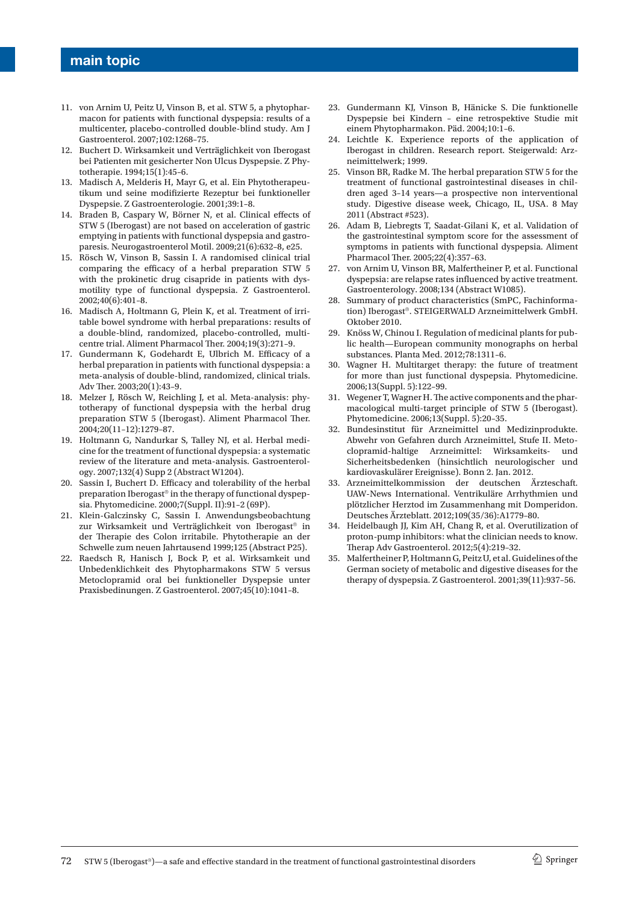11. von Arnim U, Peitz U, Vinson B, et al. STW 5, a phytopharmacon for patients with functional dyspepsia: results of a multicenter, placebo-controlled double-blind study. Am J Gastroenterol. 2007;102:1268–75.
12. Buchert D. Wirksamkeit und Verträglichkeit von Iberogast bei Patienten mit gesicherter Non Ulcus Dyspepsie. Z Phytotherapie. 1994;15(1):45–6.
13. Madisch A, Melderis H, Mayr G, et al. Ein Phytotherapeutikum und seine modifizierte Rezeptur bei funktioneller Dyspepsie. Z Gastroenterologie. 2001;39:1–8.
14. Braden B, Caspary W, Börner N, et al. Clinical effects of STW 5 (Iberogast) are not based on acceleration of gastric emptying in patients with functional dyspepsia and gastroparesis. Neurogastroenterol Motil. 2009;21(6):632–8, e25.
15. Rösch W, Vinson B, Sassin I. A randomised clinical trial comparing the efficacy of a herbal preparation STW 5 with the prokinetic drug cisapride in patients with dysmotility type of functional dyspepsia. Z Gastroenterol. 2002;40(6):401–8.
16. Madisch A, Holtmann G, Plein K, et al. Treatment of irritable bowel syndrome with herbal preparations: results of a double-blind, randomized, placebo-controlled, multicentre trial. Aliment Pharmacol Ther. 2004;19(3):271–9.
17. Gundermann K, Godehardt E, Ulbrich M. Efficacy of a herbal preparation in patients with functional dyspepsia: a meta-analysis of double-blind, randomized, clinical trials. Adv Ther. 2003;20(1):43–9.
18. Melzer J, Rösch W, Reichling J, et al. Meta-analysis: phytotherapy of functional dyspepsia with the herbal drug preparation STW 5 (Iberogast). Aliment Pharmacol Ther. 2004;20(11–12):1279–87.
19. Holtmann G, Nandurkar S, Talley NJ, et al. Herbal medicine for the treatment of functional dyspepsia: a systematic review of the literature and meta-analysis. Gastroenterology. 2007;132(4) Supp 2 (Abstract W1204).
20. Sassin I, Buchert D. Efficacy and tolerability of the herbal preparation Iberogast® in the therapy of functional dyspepsia. Phytomedicine. 2000;7(Suppl. II):91–2 (69P).
21. Klein-Galczinsky C, Sassin I. Anwendungsbeobachtung zur Wirksamkeit und Verträglichkeit von Iberogast® in der Therapie des Colon irritabile. Phytotherapie an der Schwelle zum neuen Jahrtausend 1999;125 (Abstract P25).
22. Raedsch R, Hanisch J, Bock P, et al. Wirksamkeit und Unbedenklichkeit des Phytopharmakons STW 5 versus Metoclopramid oral bei funktioneller Dyspepsie unter Praxisbedinungen. Z Gastroenterol. 2007;45(10):1041–8.
23. Gundermann KJ, Vinson B, Hänicke S. Die funktionelle Dyspepsie bei Kindern – eine retrospektive Studie mit einem Phytopharmakon. Päd. 2004;10:1–6.
24. Leichtle K. Experience reports of the application of Iberogast in children. Research report. Steigerwald: Arzneimittelwerk; 1999.
25. Vinson BR, Radke M. The herbal preparation STW 5 for the treatment of functional gastrointestinal diseases in children aged 3–14 years—a prospective non interventional study. Digestive disease week, Chicago, IL, USA. 8 May 2011 (Abstract #523).
26. Adam B, Liebregts T, Saadat-Gilani K, et al. Validation of the gastrointestinal symptom score for the assessment of symptoms in patients with functional dyspepsia. Aliment Pharmacol Ther. 2005;22(4):357–63.
27. von Arnim U, Vinson BR, Malfertheiner P, et al. Functional dyspepsia: are relapse rates influenced by active treatment. Gastroenterology. 2008;134 (Abstract W1085).
28. Summary of product characteristics (SmPC, Fachinformation) Iberogast®. STEIGERWALD Arzneimittelwerk GmbH. Oktober 2010.
29. Knöss W, Chinou I. Regulation of medicinal plants for public health—European community monographs on herbal substances. Planta Med. 2012;78:1311–6.
30. Wagner H. Multitarget therapy: the future of treatment for more than just functional dyspepsia. Phytomedicine. 2006;13(Suppl. 5):122–99.
31. Wegener T, Wagner H. The active components and the pharmacological multi-target principle of STW 5 (Iberogast). Phytomedicine. 2006;13(Suppl. 5):20–35.
32. Bundesinstitut für Arzneimittel und Medizinprodukte. Abwehr von Gefahren durch Arzneimittel, Stufe II. Metoclopramid-haltige Arzneimittel: Wirksamkeits- und Sicherheitsbedenken (hinsichtlich neurologischer und kardiovaskulärer Ereignisse). Bonn 2. Jan. 2012.
33. Arzneimittelkommission der deutschen Ärzteschaft. UAW-News International. Ventrikuläre Arrhythmien und plötzlicher Herztod im Zusammenhang mit Domperidon. Deutsches Ärzteblatt. 2012;109(35/36):A1779–80.
34. Heidelbaugh JJ, Kim AH, Chang R, et al. Overutilization of proton-pump inhibitors: what the clinician needs to know. Therap Adv Gastroenterol. 2012;5(4):219–32.
35. Malfertheiner P, Holtmann G, Peitz U, et al. Guidelines of the German society of metabolic and digestive diseases for the therapy of dyspepsia. Z Gastroenterol. 2001;39(11):937–56.